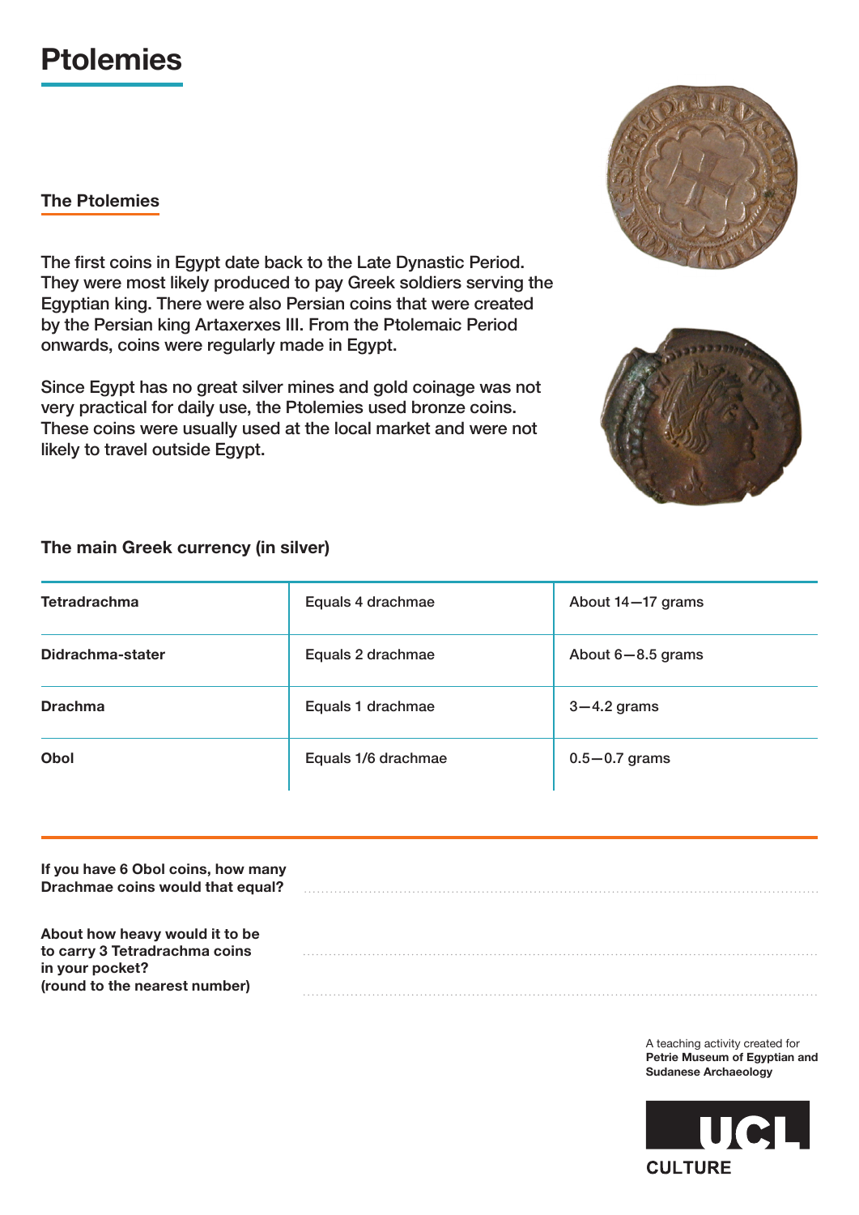# Ptolemies

## The Ptolemies

The first coins in Egypt date back to the Late Dynastic Period. They were most likely produced to pay Greek soldiers serving the Egyptian king. There were also Persian coins that were created by the Persian king Artaxerxes III. From the Ptolemaic Period onwards, coins were regularly made in Egypt.

Since Egypt has no great silver mines and gold coinage was not very practical for daily use, the Ptolemies used bronze coins. These coins were usually used at the local market and were not likely to travel outside Egypt.

### The main Greek currency (in silver)

| | | |
|---|---|---|
| **Tetradrachma** | Equals 4 drachmae | About 14—17 grams |
| **Didrachma-stater** | Equals 2 drachmae | About 6—8.5 grams |
| **Drachma** | Equals 1 drachmae | 3—4.2 grams |
| **Obol** | Equals 1/6 drachmae | 0.5—0.7 grams |

**If you have 6 Obol coins, how many Drachmae coins would that equal?** ..........

**About how heavy would it to be to carry 3 Tetradrachma coins in your pocket? (round to the nearest number)** ..........

A teaching activity created for **Petrie Museum of Egyptian and Sudanese Archaeology**

UCL CULTURE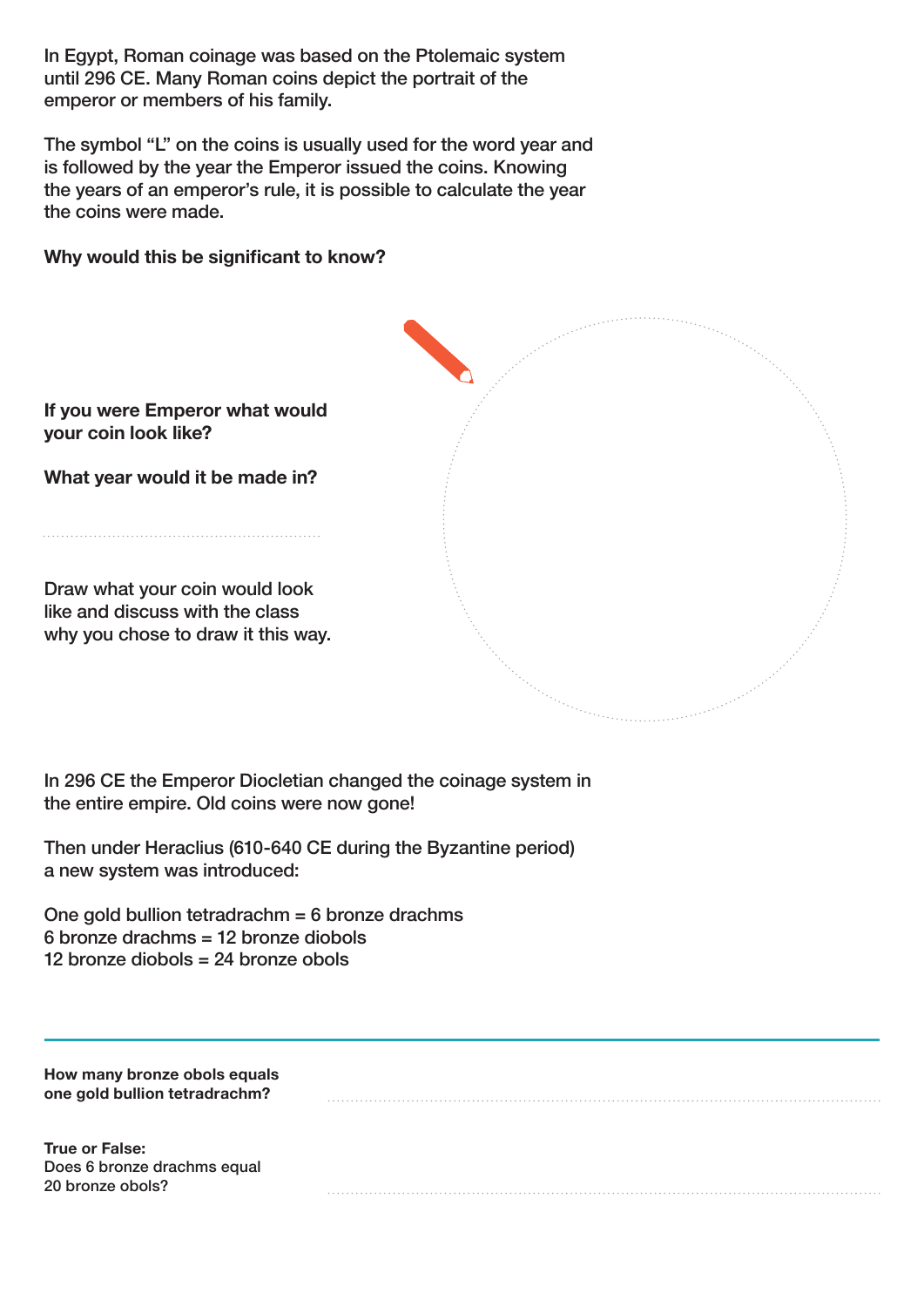In Egypt, Roman coinage was based on the Ptolemaic system until 296 CE. Many Roman coins depict the portrait of the emperor or members of his family.

The symbol "L" on the coins is usually used for the word year and is followed by the year the Emperor issued the coins. Knowing the years of an emperor's rule, it is possible to calculate the year the coins were made.

**Why would this be significant to know?**

**If you were Emperor what would your coin look like?**

**What year would it be made in?**

..........................................................

Draw what your coin would look like and discuss with the class why you chose to draw it this way.

In 296 CE the Emperor Diocletian changed the coinage system in the entire empire. Old coins were now gone!

Then under Heraclius (610-640 CE during the Byzantine period) a new system was introduced:

One gold bullion tetradrachm = 6 bronze drachms
6 bronze drachms = 12 bronze diobols
12 bronze diobols = 24 bronze obols

---

**How many bronze obols equals one gold bullion tetradrachm?** ..........................................................

**True or False:**
Does 6 bronze drachms equal 20 bronze obols? ..........................................................